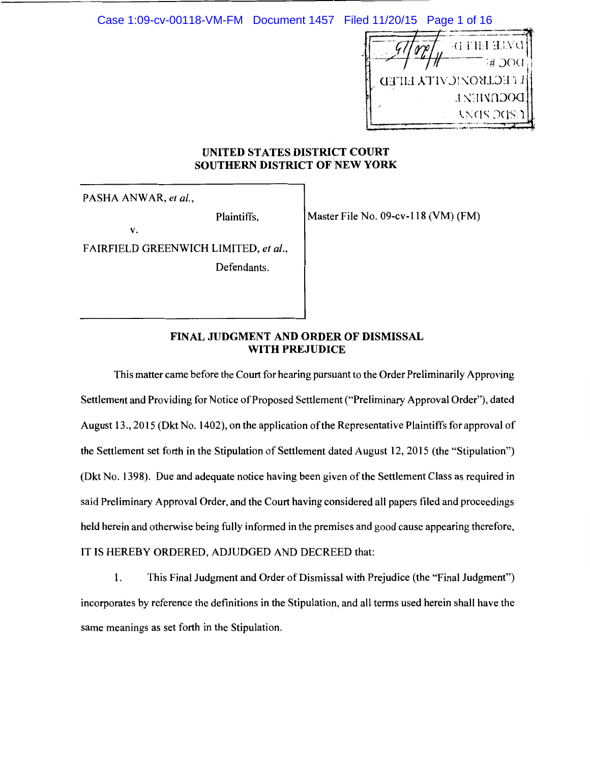UNITED STATES DISTRICT COURT
SOUTHERN DISTRICT OF NEW YORK

| | |
|---|---|
| PASHA ANWAR, *et al.*,<br><br>Plaintiffs,<br><br>v.<br><br>FAIRFIELD GREENWICH LIMITED, *et al.*,<br><br>Defendants. | Master File No. 09-cv-118 (VM) (FM) |

## FINAL JUDGMENT AND ORDER OF DISMISSAL WITH PREJUDICE

This matter came before the Court for hearing pursuant to the Order Preliminarily Approving Settlement and Providing for Notice of Proposed Settlement ("Preliminary Approval Order"), dated August 13., 2015 (Dkt No. 1402), on the application of the Representative Plaintiffs for approval of the Settlement set forth in the Stipulation of Settlement dated August 12, 2015 (the "Stipulation") (Dkt No. 1398). Due and adequate notice having been given of the Settlement Class as required in said Preliminary Approval Order, and the Court having considered all papers filed and proceedings held herein and otherwise being fully informed in the premises and good cause appearing therefore, IT IS HEREBY ORDERED, ADJUDGED AND DECREED that:

1. This Final Judgment and Order of Dismissal with Prejudice (the "Final Judgment") incorporates by reference the definitions in the Stipulation, and all terms used herein shall have the same meanings as set forth in the Stipulation.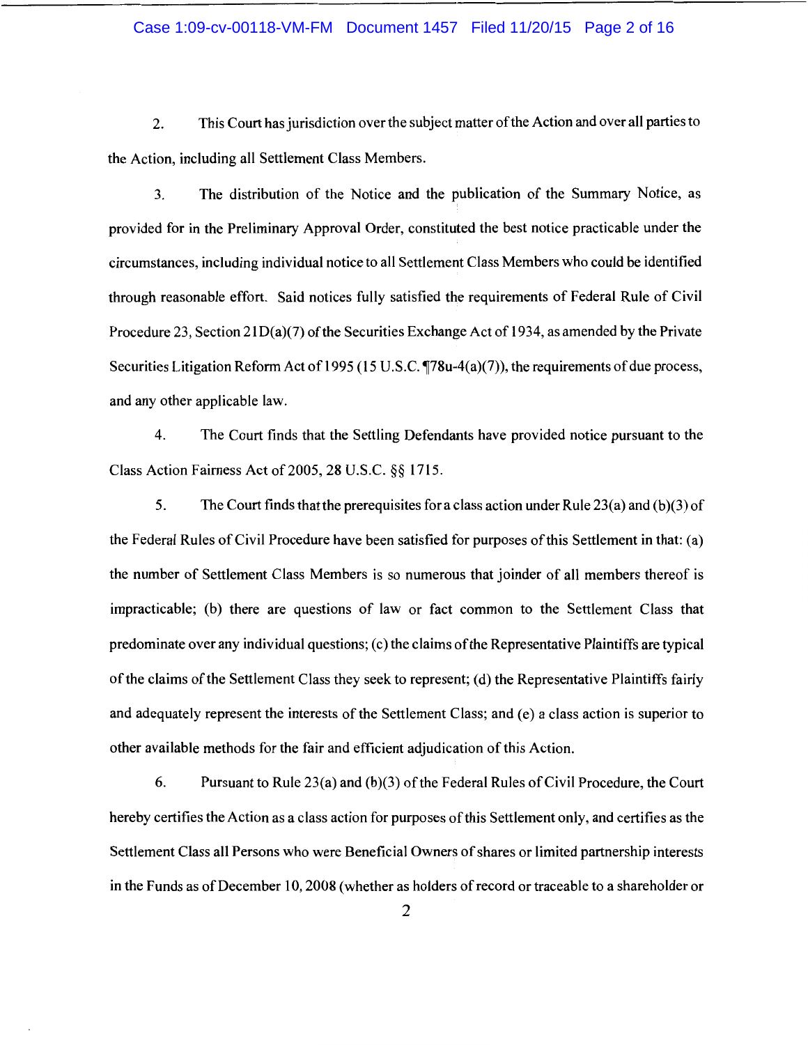2. This Court has jurisdiction over the subject matter of the Action and over all parties to the Action, including all Settlement Class Members.

3. The distribution of the Notice and the publication of the Summary Notice, as provided for in the Preliminary Approval Order, constituted the best notice practicable under the circumstances, including individual notice to all Settlement Class Members who could be identified through reasonable effort. Said notices fully satisfied the requirements of Federal Rule of Civil Procedure 23, Section 21D(a)(7) of the Securities Exchange Act of 1934, as amended by the Private Securities Litigation Reform Act of 1995 (15 U.S.C. ¶78u-4(a)(7)), the requirements of due process, and any other applicable law.

4. The Court finds that the Settling Defendants have provided notice pursuant to the Class Action Fairness Act of 2005, 28 U.S.C. §§ 1715.

5. The Court finds that the prerequisites for a class action under Rule 23(a) and (b)(3) of the Federal Rules of Civil Procedure have been satisfied for purposes of this Settlement in that: (a) the number of Settlement Class Members is so numerous that joinder of all members thereof is impracticable; (b) there are questions of law or fact common to the Settlement Class that predominate over any individual questions; (c) the claims of the Representative Plaintiffs are typical of the claims of the Settlement Class they seek to represent; (d) the Representative Plaintiffs fairly and adequately represent the interests of the Settlement Class; and (e) a class action is superior to other available methods for the fair and efficient adjudication of this Action.

6. Pursuant to Rule 23(a) and (b)(3) of the Federal Rules of Civil Procedure, the Court hereby certifies the Action as a class action for purposes of this Settlement only, and certifies as the Settlement Class all Persons who were Beneficial Owners of shares or limited partnership interests in the Funds as of December 10, 2008 (whether as holders of record or traceable to a shareholder or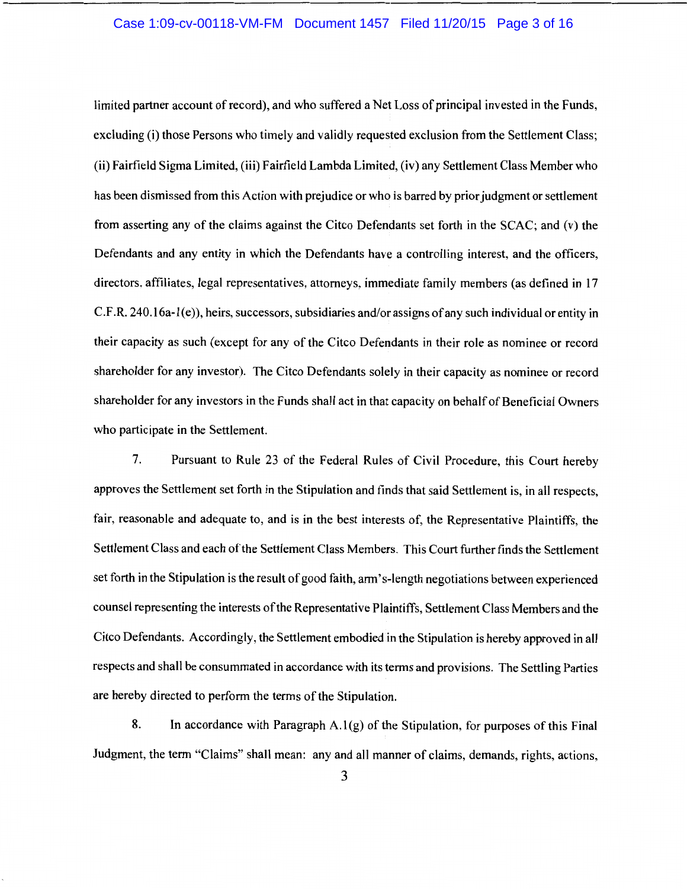limited partner account of record), and who suffered a Net Loss of principal invested in the Funds, excluding (i) those Persons who timely and validly requested exclusion from the Settlement Class; (ii) Fairfield Sigma Limited, (iii) Fairfield Lambda Limited, (iv) any Settlement Class Member who has been dismissed from this Action with prejudice or who is barred by prior judgment or settlement from asserting any of the claims against the Citco Defendants set forth in the SCAC; and (v) the Defendants and any entity in which the Defendants have a controlling interest, and the officers, directors, affiliates, legal representatives, attorneys, immediate family members (as defined in 17 C.F.R. 240.16a-1(e)), heirs, successors, subsidiaries and/or assigns of any such individual or entity in their capacity as such (except for any of the Citco Defendants in their role as nominee or record shareholder for any investor). The Citco Defendants solely in their capacity as nominee or record shareholder for any investors in the Funds shall act in that capacity on behalf of Beneficial Owners who participate in the Settlement.

7. Pursuant to Rule 23 of the Federal Rules of Civil Procedure, this Court hereby approves the Settlement set forth in the Stipulation and finds that said Settlement is, in all respects, fair, reasonable and adequate to, and is in the best interests of, the Representative Plaintiffs, the Settlement Class and each of the Settlement Class Members. This Court further finds the Settlement set forth in the Stipulation is the result of good faith, arm's-length negotiations between experienced counsel representing the interests of the Representative Plaintiffs, Settlement Class Members and the Citco Defendants. Accordingly, the Settlement embodied in the Stipulation is hereby approved in all respects and shall be consummated in accordance with its terms and provisions. The Settling Parties are hereby directed to perform the terms of the Stipulation.

8. In accordance with Paragraph A.1(g) of the Stipulation, for purposes of this Final Judgment, the term "Claims" shall mean: any and all manner of claims, demands, rights, actions,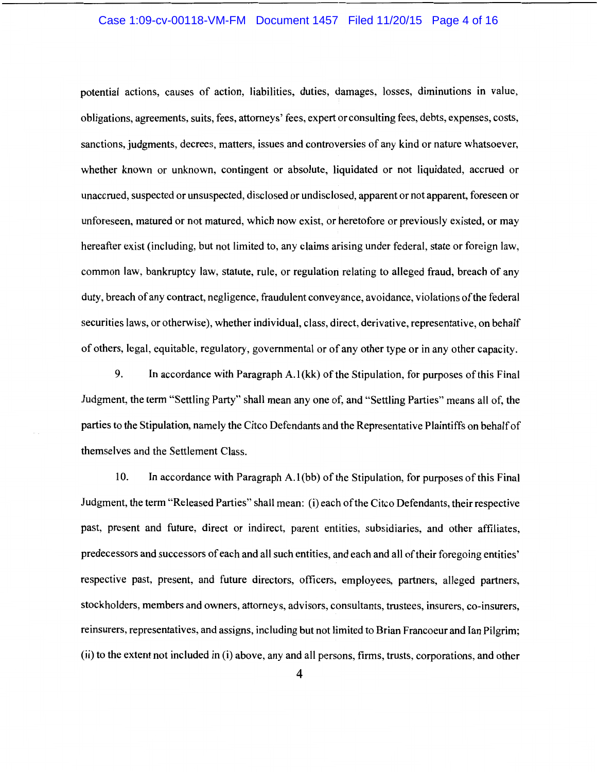potential actions, causes of action, liabilities, duties, damages, losses, diminutions in value, obligations, agreements, suits, fees, attorneys' fees, expert or consulting fees, debts, expenses, costs, sanctions, judgments, decrees, matters, issues and controversies of any kind or nature whatsoever, whether known or unknown, contingent or absolute, liquidated or not liquidated, accrued or unaccrued, suspected or unsuspected, disclosed or undisclosed, apparent or not apparent, foreseen or unforeseen, matured or not matured, which now exist, or heretofore or previously existed, or may hereafter exist (including, but not limited to, any claims arising under federal, state or foreign law, common law, bankruptcy law, statute, rule, or regulation relating to alleged fraud, breach of any duty, breach of any contract, negligence, fraudulent conveyance, avoidance, violations of the federal securities laws, or otherwise), whether individual, class, direct, derivative, representative, on behalf of others, legal, equitable, regulatory, governmental or of any other type or in any other capacity.

9. In accordance with Paragraph A.1(kk) of the Stipulation, for purposes of this Final Judgment, the term "Settling Party" shall mean any one of, and "Settling Parties" means all of, the parties to the Stipulation, namely the Citco Defendants and the Representative Plaintiffs on behalf of themselves and the Settlement Class.

10. In accordance with Paragraph A.1(bb) of the Stipulation, for purposes of this Final Judgment, the term "Released Parties" shall mean: (i) each of the Citco Defendants, their respective past, present and future, direct or indirect, parent entities, subsidiaries, and other affiliates, predecessors and successors of each and all such entities, and each and all of their foregoing entities' respective past, present, and future directors, officers, employees, partners, alleged partners, stockholders, members and owners, attorneys, advisors, consultants, trustees, insurers, co-insurers, reinsurers, representatives, and assigns, including but not limited to Brian Francoeur and Ian Pilgrim; (ii) to the extent not included in (i) above, any and all persons, firms, trusts, corporations, and other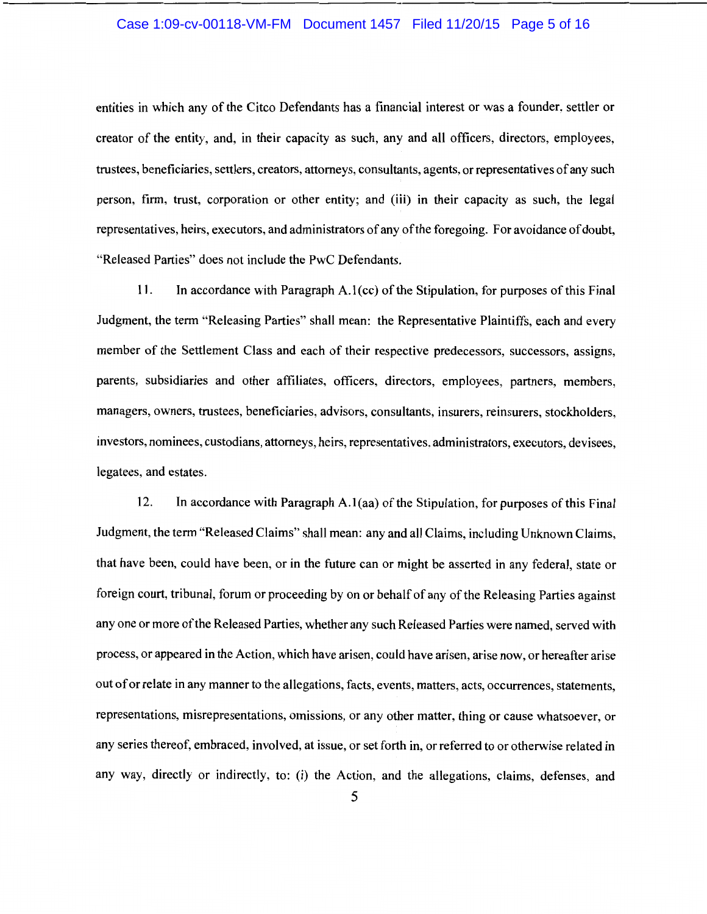entities in which any of the Citco Defendants has a financial interest or was a founder, settler or creator of the entity, and, in their capacity as such, any and all officers, directors, employees, trustees, beneficiaries, settlers, creators, attorneys, consultants, agents, or representatives of any such person, firm, trust, corporation or other entity; and (iii) in their capacity as such, the legal representatives, heirs, executors, and administrators of any of the foregoing. For avoidance of doubt, "Released Parties" does not include the PwC Defendants.

11. In accordance with Paragraph A.1(cc) of the Stipulation, for purposes of this Final Judgment, the term "Releasing Parties" shall mean: the Representative Plaintiffs, each and every member of the Settlement Class and each of their respective predecessors, successors, assigns, parents, subsidiaries and other affiliates, officers, directors, employees, partners, members, managers, owners, trustees, beneficiaries, advisors, consultants, insurers, reinsurers, stockholders, investors, nominees, custodians, attorneys, heirs, representatives, administrators, executors, devisees, legatees, and estates.

12. In accordance with Paragraph A.1(aa) of the Stipulation, for purposes of this Final Judgment, the term "Released Claims" shall mean: any and all Claims, including Unknown Claims, that have been, could have been, or in the future can or might be asserted in any federal, state or foreign court, tribunal, forum or proceeding by on or behalf of any of the Releasing Parties against any one or more of the Released Parties, whether any such Released Parties were named, served with process, or appeared in the Action, which have arisen, could have arisen, arise now, or hereafter arise out of or relate in any manner to the allegations, facts, events, matters, acts, occurrences, statements, representations, misrepresentations, omissions, or any other matter, thing or cause whatsoever, or any series thereof, embraced, involved, at issue, or set forth in, or referred to or otherwise related in any way, directly or indirectly, to: (i) the Action, and the allegations, claims, defenses, and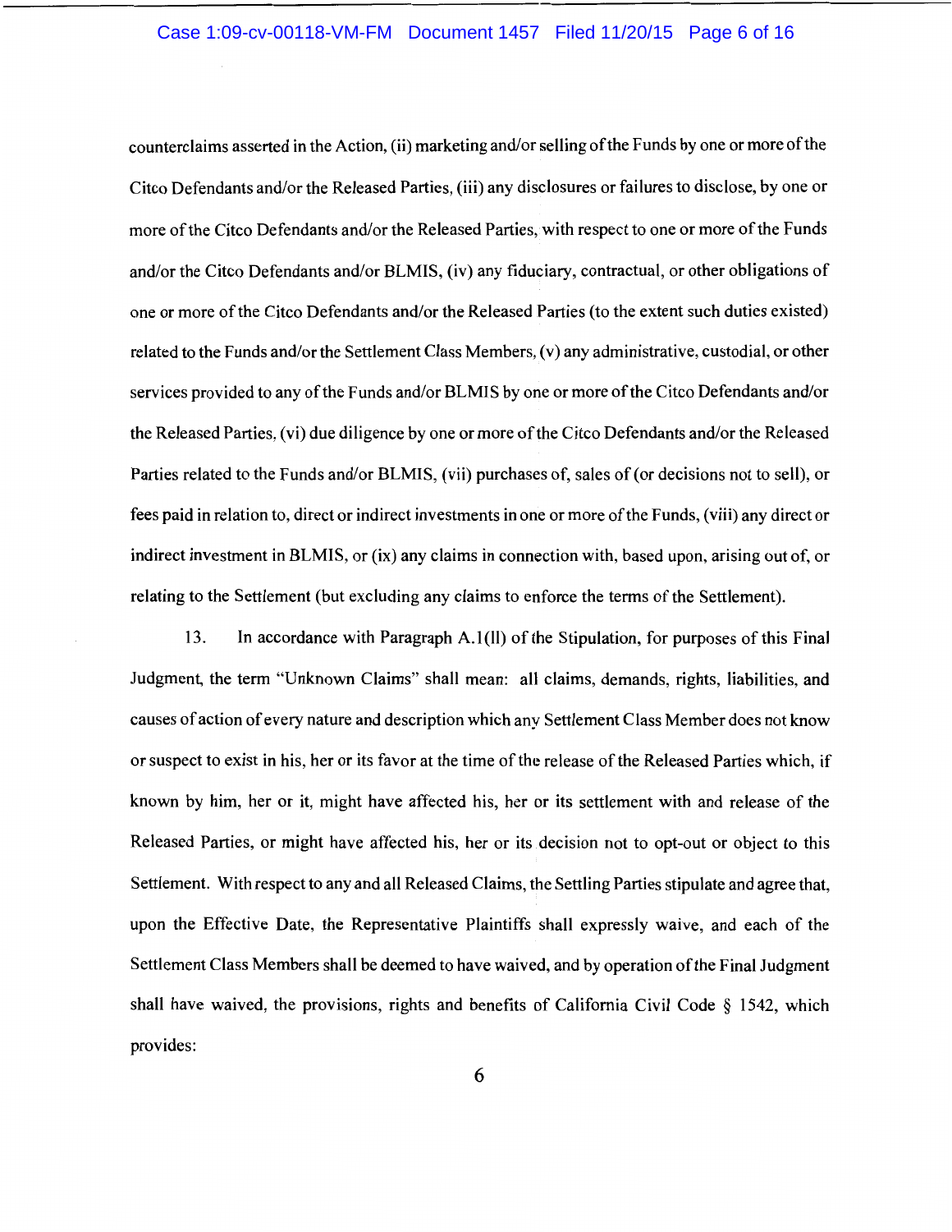counterclaims asserted in the Action, (ii) marketing and/or selling of the Funds by one or more of the Citco Defendants and/or the Released Parties, (iii) any disclosures or failures to disclose, by one or more of the Citco Defendants and/or the Released Parties, with respect to one or more of the Funds and/or the Citco Defendants and/or BLMIS, (iv) any fiduciary, contractual, or other obligations of one or more of the Citco Defendants and/or the Released Parties (to the extent such duties existed) related to the Funds and/or the Settlement Class Members, (v) any administrative, custodial, or other services provided to any of the Funds and/or BLMIS by one or more of the Citco Defendants and/or the Released Parties, (vi) due diligence by one or more of the Citco Defendants and/or the Released Parties related to the Funds and/or BLMIS, (vii) purchases of, sales of (or decisions not to sell), or fees paid in relation to, direct or indirect investments in one or more of the Funds, (viii) any direct or indirect investment in BLMIS, or (ix) any claims in connection with, based upon, arising out of, or relating to the Settlement (but excluding any claims to enforce the terms of the Settlement).

13. In accordance with Paragraph A.1(ll) of the Stipulation, for purposes of this Final Judgment, the term "Unknown Claims" shall mean: all claims, demands, rights, liabilities, and causes of action of every nature and description which any Settlement Class Member does not know or suspect to exist in his, her or its favor at the time of the release of the Released Parties which, if known by him, her or it, might have affected his, her or its settlement with and release of the Released Parties, or might have affected his, her or its decision not to opt-out or object to this Settlement. With respect to any and all Released Claims, the Settling Parties stipulate and agree that, upon the Effective Date, the Representative Plaintiffs shall expressly waive, and each of the Settlement Class Members shall be deemed to have waived, and by operation of the Final Judgment shall have waived, the provisions, rights and benefits of California Civil Code § 1542, which provides: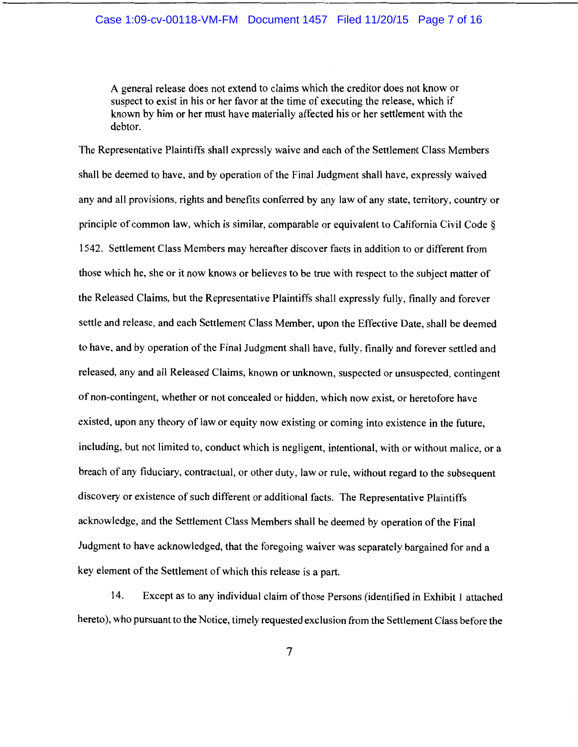> A general release does not extend to claims which the creditor does not know or suspect to exist in his or her favor at the time of executing the release, which if known by him or her must have materially affected his or her settlement with the debtor.

The Representative Plaintiffs shall expressly waive and each of the Settlement Class Members shall be deemed to have, and by operation of the Final Judgment shall have, expressly waived any and all provisions, rights and benefits conferred by any law of any state, territory, country or principle of common law, which is similar, comparable or equivalent to California Civil Code § 1542. Settlement Class Members may hereafter discover facts in addition to or different from those which he, she or it now knows or believes to be true with respect to the subject matter of the Released Claims, but the Representative Plaintiffs shall expressly fully, finally and forever settle and release, and each Settlement Class Member, upon the Effective Date, shall be deemed to have, and by operation of the Final Judgment shall have, fully, finally and forever settled and released, any and all Released Claims, known or unknown, suspected or unsuspected, contingent of non-contingent, whether or not concealed or hidden, which now exist, or heretofore have existed, upon any theory of law or equity now existing or coming into existence in the future, including, but not limited to, conduct which is negligent, intentional, with or without malice, or a breach of any fiduciary, contractual, or other duty, law or rule, without regard to the subsequent discovery or existence of such different or additional facts. The Representative Plaintiffs acknowledge, and the Settlement Class Members shall be deemed by operation of the Final Judgment to have acknowledged, that the foregoing waiver was separately bargained for and a key element of the Settlement of which this release is a part.

14. Except as to any individual claim of those Persons (identified in Exhibit 1 attached hereto), who pursuant to the Notice, timely requested exclusion from the Settlement Class before the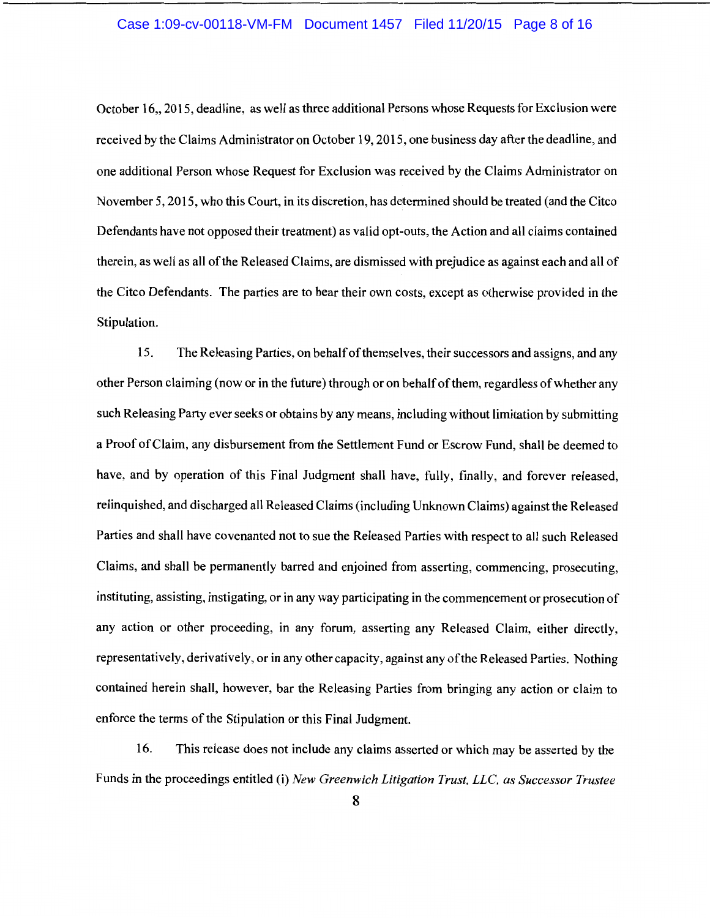October 16,, 2015, deadline, as well as three additional Persons whose Requests for Exclusion were received by the Claims Administrator on October 19, 2015, one business day after the deadline, and one additional Person whose Request for Exclusion was received by the Claims Administrator on November 5, 2015, who this Court, in its discretion, has determined should be treated (and the Citco Defendants have not opposed their treatment) as valid opt-outs, the Action and all claims contained therein, as well as all of the Released Claims, are dismissed with prejudice as against each and all of the Citco Defendants. The parties are to bear their own costs, except as otherwise provided in the Stipulation.

15. The Releasing Parties, on behalf of themselves, their successors and assigns, and any other Person claiming (now or in the future) through or on behalf of them, regardless of whether any such Releasing Party ever seeks or obtains by any means, including without limitation by submitting a Proof of Claim, any disbursement from the Settlement Fund or Escrow Fund, shall be deemed to have, and by operation of this Final Judgment shall have, fully, finally, and forever released, relinquished, and discharged all Released Claims (including Unknown Claims) against the Released Parties and shall have covenanted not to sue the Released Parties with respect to all such Released Claims, and shall be permanently barred and enjoined from asserting, commencing, prosecuting, instituting, assisting, instigating, or in any way participating in the commencement or prosecution of any action or other proceeding, in any forum, asserting any Released Claim, either directly, representatively, derivatively, or in any other capacity, against any of the Released Parties. Nothing contained herein shall, however, bar the Releasing Parties from bringing any action or claim to enforce the terms of the Stipulation or this Final Judgment.

16. This release does not include any claims asserted or which may be asserted by the Funds in the proceedings entitled (i) *New Greenwich Litigation Trust, LLC, as Successor Trustee*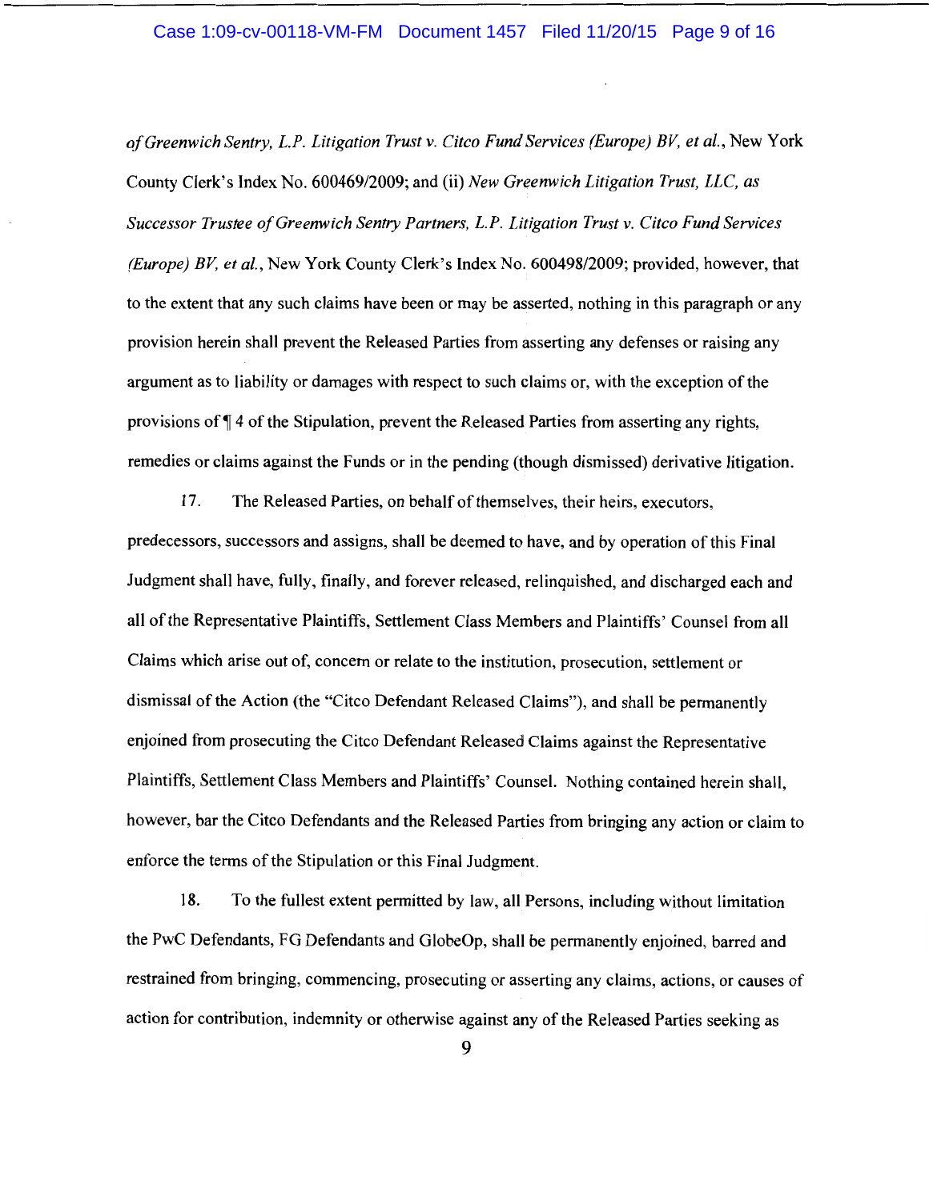*of Greenwich Sentry, L.P. Litigation Trust v. Citco Fund Services (Europe) BV, et al.*, New York County Clerk's Index No. 600469/2009; and (ii) *New Greenwich Litigation Trust, LLC, as Successor Trustee of Greenwich Sentry Partners, L.P. Litigation Trust v. Citco Fund Services (Europe) BV, et al.*, New York County Clerk's Index No. 600498/2009; provided, however, that to the extent that any such claims have been or may be asserted, nothing in this paragraph or any provision herein shall prevent the Released Parties from asserting any defenses or raising any argument as to liability or damages with respect to such claims or, with the exception of the provisions of ¶ 4 of the Stipulation, prevent the Released Parties from asserting any rights, remedies or claims against the Funds or in the pending (though dismissed) derivative litigation.

17. The Released Parties, on behalf of themselves, their heirs, executors, predecessors, successors and assigns, shall be deemed to have, and by operation of this Final Judgment shall have, fully, finally, and forever released, relinquished, and discharged each and all of the Representative Plaintiffs, Settlement Class Members and Plaintiffs' Counsel from all Claims which arise out of, concern or relate to the institution, prosecution, settlement or dismissal of the Action (the "Citco Defendant Released Claims"), and shall be permanently enjoined from prosecuting the Citco Defendant Released Claims against the Representative Plaintiffs, Settlement Class Members and Plaintiffs' Counsel. Nothing contained herein shall, however, bar the Citco Defendants and the Released Parties from bringing any action or claim to enforce the terms of the Stipulation or this Final Judgment.

18. To the fullest extent permitted by law, all Persons, including without limitation the PwC Defendants, FG Defendants and GlobeOp, shall be permanently enjoined, barred and restrained from bringing, commencing, prosecuting or asserting any claims, actions, or causes of action for contribution, indemnity or otherwise against any of the Released Parties seeking as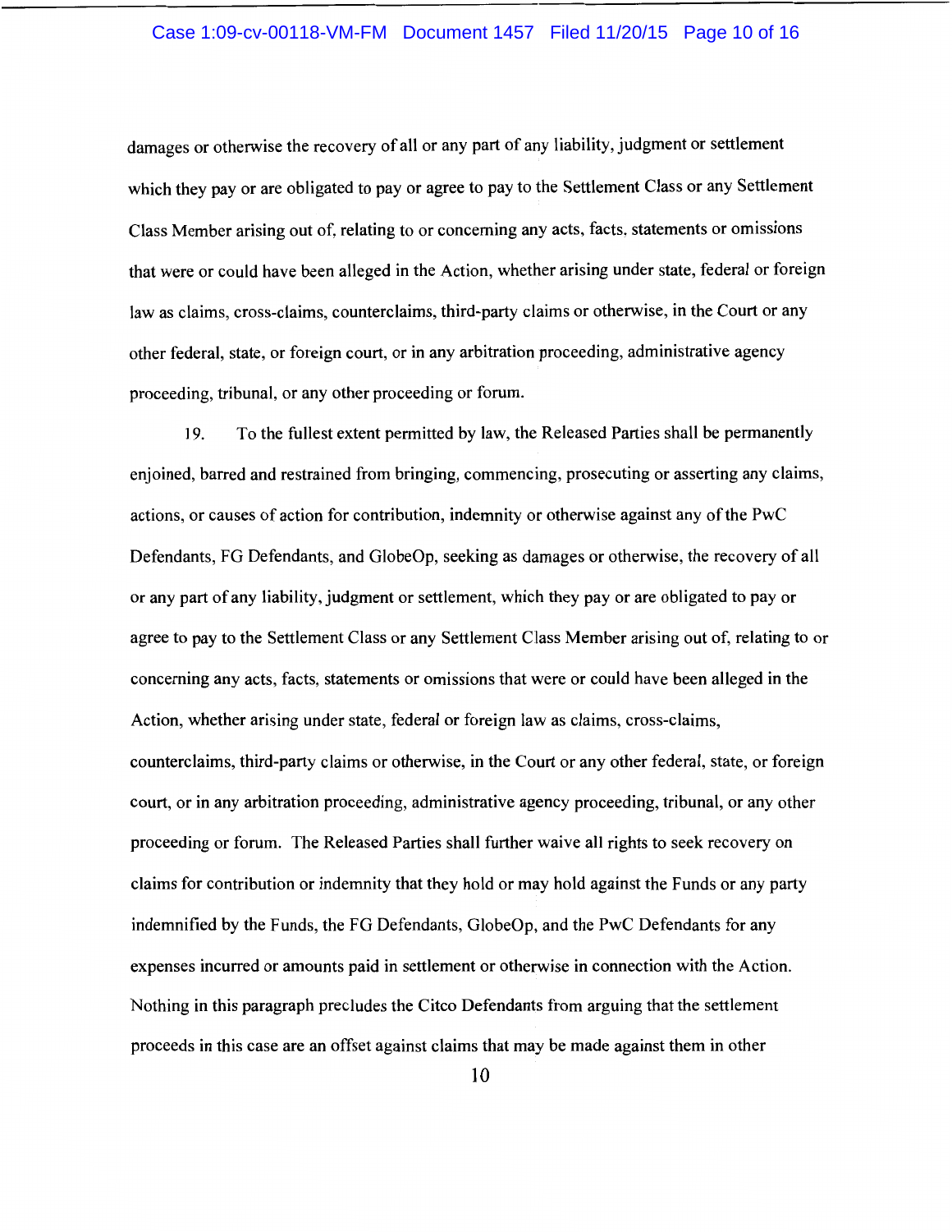damages or otherwise the recovery of all or any part of any liability, judgment or settlement which they pay or are obligated to pay or agree to pay to the Settlement Class or any Settlement Class Member arising out of, relating to or concerning any acts, facts, statements or omissions that were or could have been alleged in the Action, whether arising under state, federal or foreign law as claims, cross-claims, counterclaims, third-party claims or otherwise, in the Court or any other federal, state, or foreign court, or in any arbitration proceeding, administrative agency proceeding, tribunal, or any other proceeding or forum.

19. To the fullest extent permitted by law, the Released Parties shall be permanently enjoined, barred and restrained from bringing, commencing, prosecuting or asserting any claims, actions, or causes of action for contribution, indemnity or otherwise against any of the PwC Defendants, FG Defendants, and GlobeOp, seeking as damages or otherwise, the recovery of all or any part of any liability, judgment or settlement, which they pay or are obligated to pay or agree to pay to the Settlement Class or any Settlement Class Member arising out of, relating to or concerning any acts, facts, statements or omissions that were or could have been alleged in the Action, whether arising under state, federal or foreign law as claims, cross-claims, counterclaims, third-party claims or otherwise, in the Court or any other federal, state, or foreign court, or in any arbitration proceeding, administrative agency proceeding, tribunal, or any other proceeding or forum. The Released Parties shall further waive all rights to seek recovery on claims for contribution or indemnity that they hold or may hold against the Funds or any party indemnified by the Funds, the FG Defendants, GlobeOp, and the PwC Defendants for any expenses incurred or amounts paid in settlement or otherwise in connection with the Action. Nothing in this paragraph precludes the Citco Defendants from arguing that the settlement proceeds in this case are an offset against claims that may be made against them in other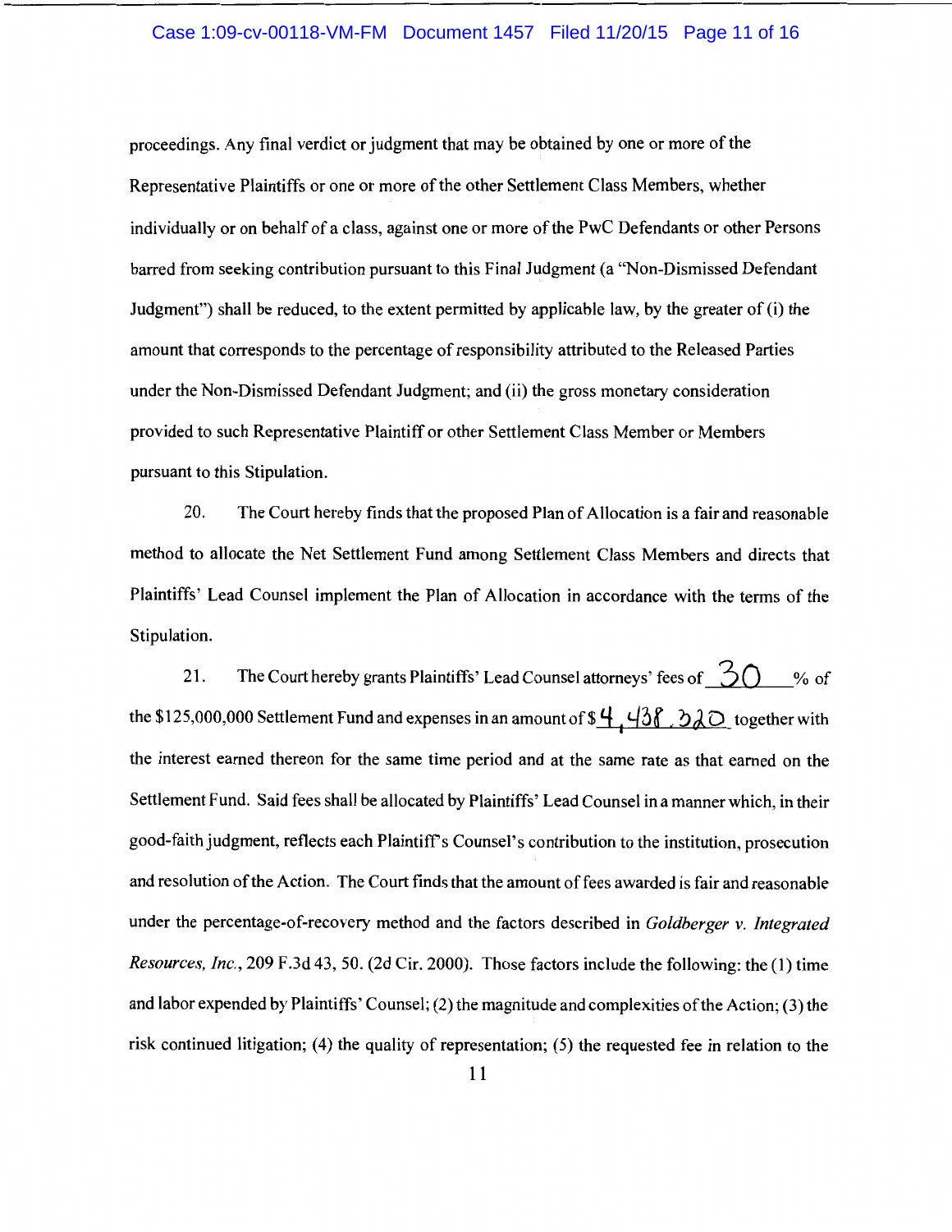proceedings. Any final verdict or judgment that may be obtained by one or more of the Representative Plaintiffs or one or more of the other Settlement Class Members, whether individually or on behalf of a class, against one or more of the PwC Defendants or other Persons barred from seeking contribution pursuant to this Final Judgment (a "Non-Dismissed Defendant Judgment") shall be reduced, to the extent permitted by applicable law, by the greater of (i) the amount that corresponds to the percentage of responsibility attributed to the Released Parties under the Non-Dismissed Defendant Judgment; and (ii) the gross monetary consideration provided to such Representative Plaintiff or other Settlement Class Member or Members pursuant to this Stipulation.

20. The Court hereby finds that the proposed Plan of Allocation is a fair and reasonable method to allocate the Net Settlement Fund among Settlement Class Members and directs that Plaintiffs' Lead Counsel implement the Plan of Allocation in accordance with the terms of the Stipulation.

21. The Court hereby grants Plaintiffs' Lead Counsel attorneys' fees of 30 % of the $125,000,000 Settlement Fund and expenses in an amount of $4,438,320 together with the interest earned thereon for the same time period and at the same rate as that earned on the Settlement Fund. Said fees shall be allocated by Plaintiffs' Lead Counsel in a manner which, in their good-faith judgment, reflects each Plaintiff's Counsel's contribution to the institution, prosecution and resolution of the Action. The Court finds that the amount of fees awarded is fair and reasonable under the percentage-of-recovery method and the factors described in *Goldberger v. Integrated Resources, Inc.*, 209 F.3d 43, 50. (2d Cir. 2000). Those factors include the following: the (1) time and labor expended by Plaintiffs' Counsel; (2) the magnitude and complexities of the Action; (3) the risk continued litigation; (4) the quality of representation; (5) the requested fee in relation to the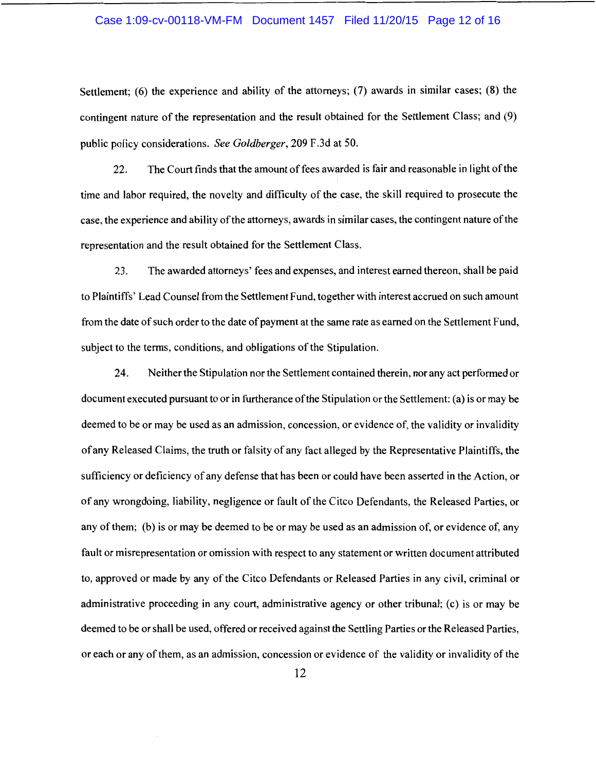Settlement; (6) the experience and ability of the attorneys; (7) awards in similar cases; (8) the contingent nature of the representation and the result obtained for the Settlement Class; and (9) public policy considerations. *See Goldberger*, 209 F.3d at 50.

22. The Court finds that the amount of fees awarded is fair and reasonable in light of the time and labor required, the novelty and difficulty of the case, the skill required to prosecute the case, the experience and ability of the attorneys, awards in similar cases, the contingent nature of the representation and the result obtained for the Settlement Class.

23. The awarded attorneys' fees and expenses, and interest earned thereon, shall be paid to Plaintiffs' Lead Counsel from the Settlement Fund, together with interest accrued on such amount from the date of such order to the date of payment at the same rate as earned on the Settlement Fund, subject to the terms, conditions, and obligations of the Stipulation.

24. Neither the Stipulation nor the Settlement contained therein, nor any act performed or document executed pursuant to or in furtherance of the Stipulation or the Settlement: (a) is or may be deemed to be or may be used as an admission, concession, or evidence of, the validity or invalidity of any Released Claims, the truth or falsity of any fact alleged by the Representative Plaintiffs, the sufficiency or deficiency of any defense that has been or could have been asserted in the Action, or of any wrongdoing, liability, negligence or fault of the Citco Defendants, the Released Parties, or any of them; (b) is or may be deemed to be or may be used as an admission of, or evidence of, any fault or misrepresentation or omission with respect to any statement or written document attributed to, approved or made by any of the Citco Defendants or Released Parties in any civil, criminal or administrative proceeding in any court, administrative agency or other tribunal; (c) is or may be deemed to be or shall be used, offered or received against the Settling Parties or the Released Parties, or each or any of them, as an admission, concession or evidence of the validity or invalidity of the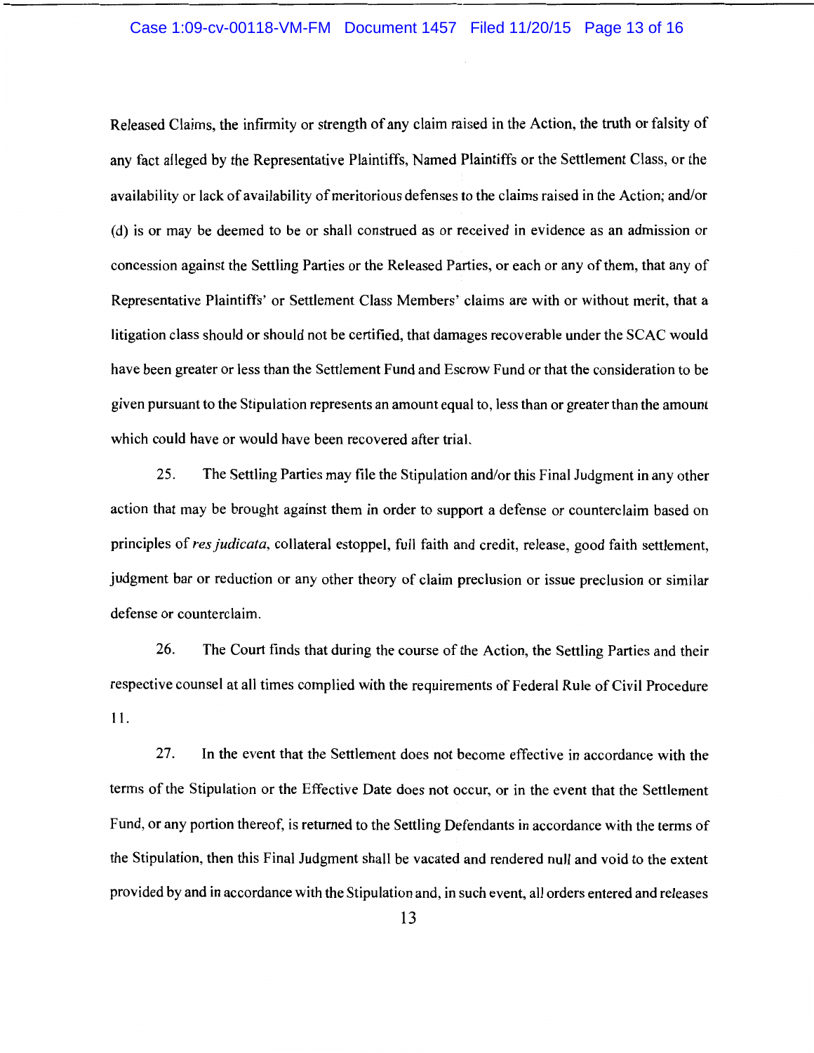Released Claims, the infirmity or strength of any claim raised in the Action, the truth or falsity of any fact alleged by the Representative Plaintiffs, Named Plaintiffs or the Settlement Class, or the availability or lack of availability of meritorious defenses to the claims raised in the Action; and/or (d) is or may be deemed to be or shall construed as or received in evidence as an admission or concession against the Settling Parties or the Released Parties, or each or any of them, that any of Representative Plaintiffs' or Settlement Class Members' claims are with or without merit, that a litigation class should or should not be certified, that damages recoverable under the SCAC would have been greater or less than the Settlement Fund and Escrow Fund or that the consideration to be given pursuant to the Stipulation represents an amount equal to, less than or greater than the amount which could have or would have been recovered after trial.

25. The Settling Parties may file the Stipulation and/or this Final Judgment in any other action that may be brought against them in order to support a defense or counterclaim based on principles of *res judicata*, collateral estoppel, full faith and credit, release, good faith settlement, judgment bar or reduction or any other theory of claim preclusion or issue preclusion or similar defense or counterclaim.

26. The Court finds that during the course of the Action, the Settling Parties and their respective counsel at all times complied with the requirements of Federal Rule of Civil Procedure 11.

27. In the event that the Settlement does not become effective in accordance with the terms of the Stipulation or the Effective Date does not occur, or in the event that the Settlement Fund, or any portion thereof, is returned to the Settling Defendants in accordance with the terms of the Stipulation, then this Final Judgment shall be vacated and rendered null and void to the extent provided by and in accordance with the Stipulation and, in such event, all orders entered and releases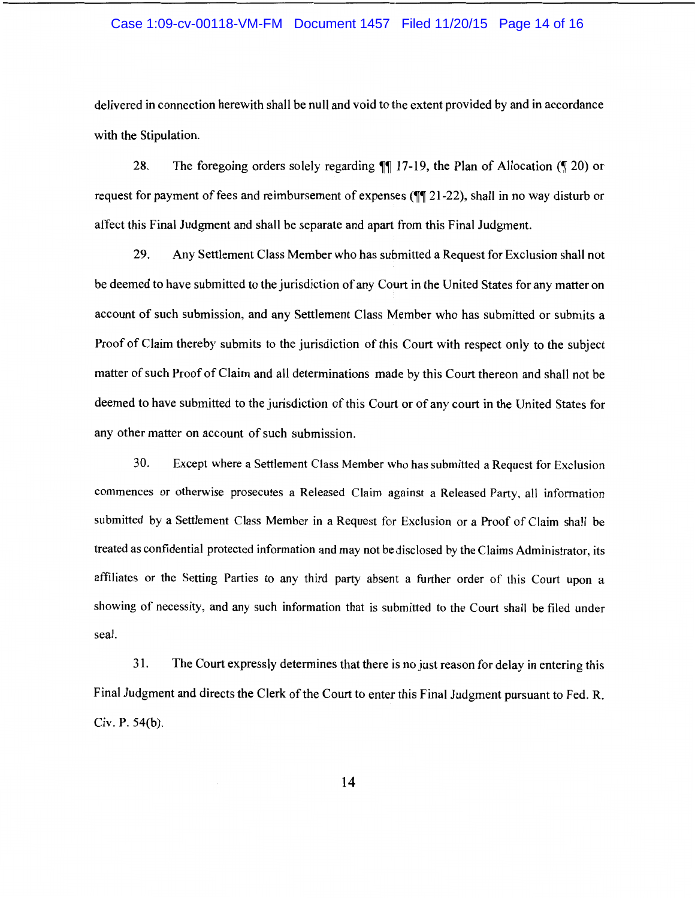delivered in connection herewith shall be null and void to the extent provided by and in accordance with the Stipulation.

28. The foregoing orders solely regarding ¶¶ 17-19, the Plan of Allocation (¶ 20) or request for payment of fees and reimbursement of expenses (¶¶ 21-22), shall in no way disturb or affect this Final Judgment and shall be separate and apart from this Final Judgment.

29. Any Settlement Class Member who has submitted a Request for Exclusion shall not be deemed to have submitted to the jurisdiction of any Court in the United States for any matter on account of such submission, and any Settlement Class Member who has submitted or submits a Proof of Claim thereby submits to the jurisdiction of this Court with respect only to the subject matter of such Proof of Claim and all determinations made by this Court thereon and shall not be deemed to have submitted to the jurisdiction of this Court or of any court in the United States for any other matter on account of such submission.

30. Except where a Settlement Class Member who has submitted a Request for Exclusion commences or otherwise prosecutes a Released Claim against a Released Party, all information submitted by a Settlement Class Member in a Request for Exclusion or a Proof of Claim shall be treated as confidential protected information and may not be disclosed by the Claims Administrator, its affiliates or the Setting Parties to any third party absent a further order of this Court upon a showing of necessity, and any such information that is submitted to the Court shall be filed under seal.

31. The Court expressly determines that there is no just reason for delay in entering this Final Judgment and directs the Clerk of the Court to enter this Final Judgment pursuant to Fed. R. Civ. P. 54(b).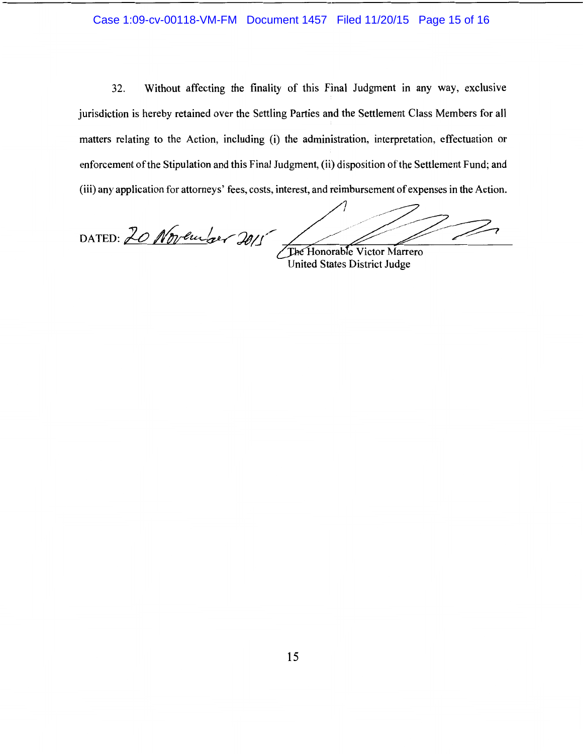32. Without affecting the finality of this Final Judgment in any way, exclusive jurisdiction is hereby retained over the Settling Parties and the Settlement Class Members for all matters relating to the Action, including (i) the administration, interpretation, effectuation or enforcement of the Stipulation and this Final Judgment, (ii) disposition of the Settlement Fund; and (iii) any application for attorneys' fees, costs, interest, and reimbursement of expenses in the Action.

DATED: 20 November 2015

The Honorable Victor Marrero
United States District Judge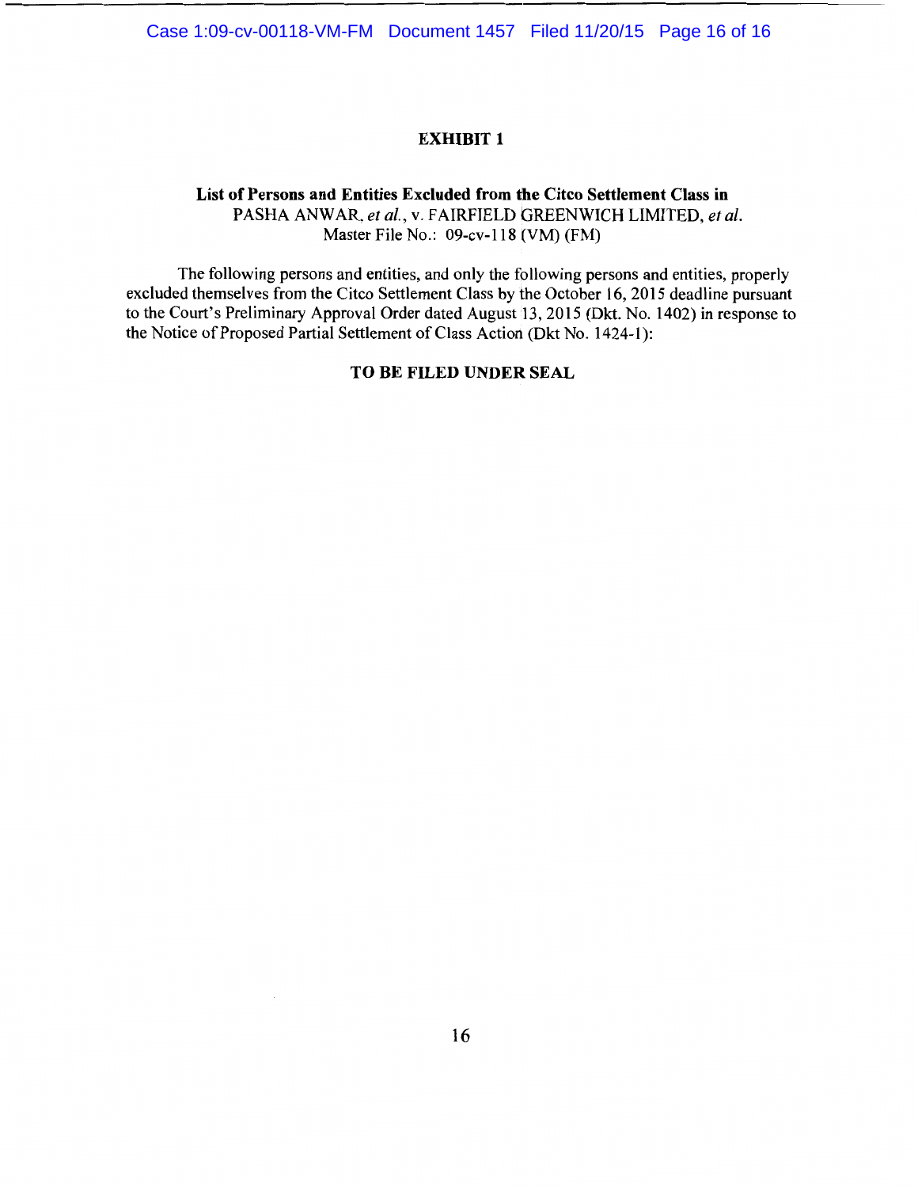# EXHIBIT 1

**List of Persons and Entities Excluded from the Citco Settlement Class in**
PASHA ANWAR, *et al.*, v. FAIRFIELD GREENWICH LIMITED, *et al.*
Master File No.: 09-cv-118 (VM) (FM)

The following persons and entities, and only the following persons and entities, properly excluded themselves from the Citco Settlement Class by the October 16, 2015 deadline pursuant to the Court's Preliminary Approval Order dated August 13, 2015 (Dkt. No. 1402) in response to the Notice of Proposed Partial Settlement of Class Action (Dkt No. 1424-1):

**TO BE FILED UNDER SEAL**